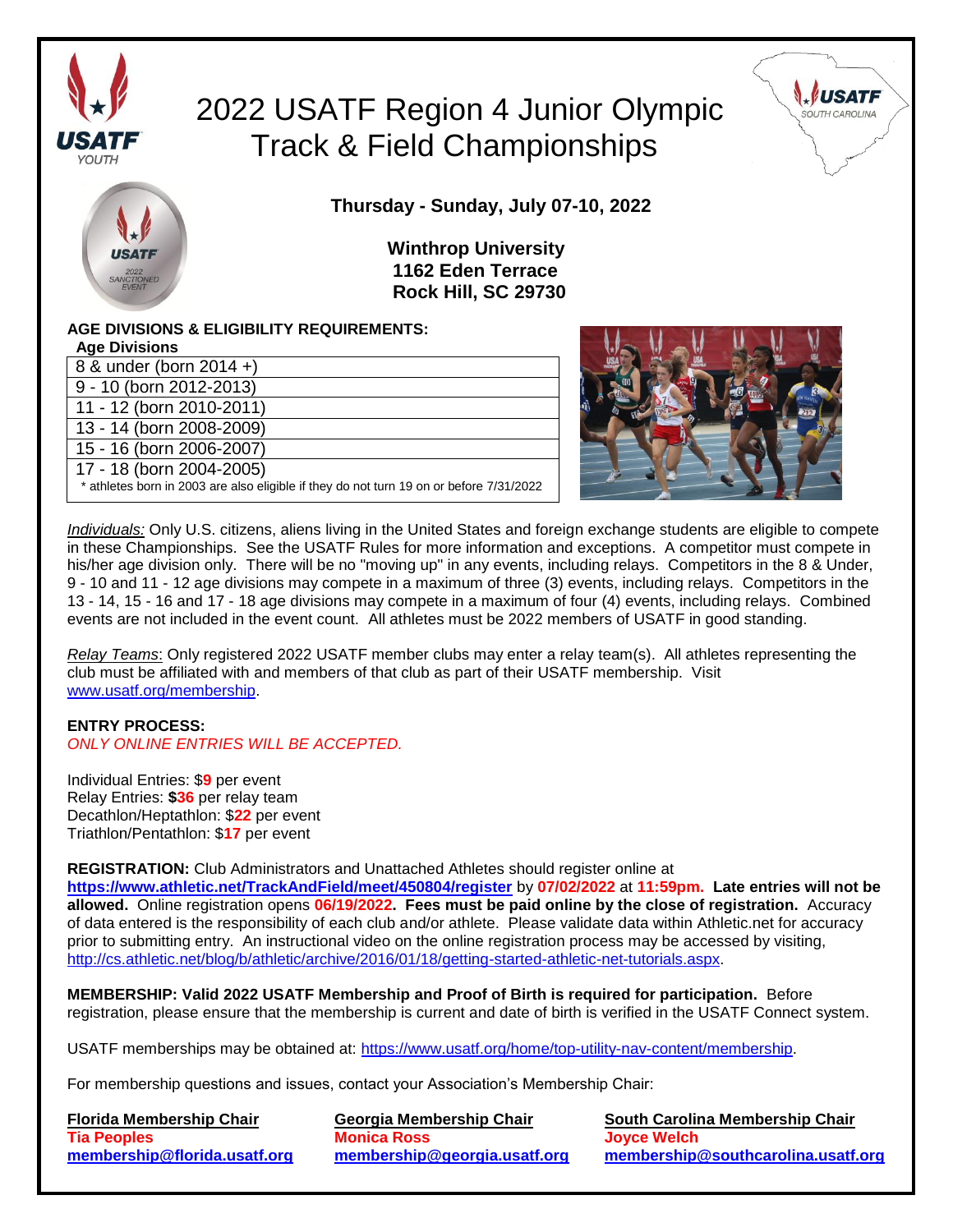# 2022 USATF Region 4 Junior Olympic Track & Field Championships

**Thursday - Sunday, July 07-10, 2022**

**Winthrop University**
**1162 Eden Terrace**
**Rock Hill, SC 29730**

**AGE DIVISIONS & ELIGIBILITY REQUIREMENTS:**

| Age Divisions |
|---|
| 8 & under (born 2014 +) |
| 9 - 10 (born 2012-2013) |
| 11 - 12 (born 2010-2011) |
| 13 - 14 (born 2008-2009) |
| 15 - 16 (born 2006-2007) |
| 17 - 18 (born 2004-2005) * athletes born in 2003 are also eligible if they do not turn 19 on or before 7/31/2022 |

*Individuals:* Only U.S. citizens, aliens living in the United States and foreign exchange students are eligible to compete in these Championships. See the USATF Rules for more information and exceptions. A competitor must compete in his/her age division only. There will be no "moving up" in any events, including relays. Competitors in the 8 & Under, 9 - 10 and 11 - 12 age divisions may compete in a maximum of three (3) events, including relays. Competitors in the 13 - 14, 15 - 16 and 17 - 18 age divisions may compete in a maximum of four (4) events, including relays. Combined events are not included in the event count. All athletes must be 2022 members of USATF in good standing.

*Relay Teams*: Only registered 2022 USATF member clubs may enter a relay team(s). All athletes representing the club must be affiliated with and members of that club as part of their USATF membership. Visit www.usatf.org/membership.

**ENTRY PROCESS:**
*ONLY ONLINE ENTRIES WILL BE ACCEPTED.*

Individual Entries: $**9** per event
Relay Entries: **$36** per relay team
Decathlon/Heptathlon: $**22** per event
Triathlon/Pentathlon: $**17** per event

**REGISTRATION:** Club Administrators and Unattached Athletes should register online at **https://www.athletic.net/TrackAndField/meet/450804/register** by **07/02/2022** at **11:59pm. Late entries will not be allowed.** Online registration opens **06/19/2022. Fees must be paid online by the close of registration.** Accuracy of data entered is the responsibility of each club and/or athlete. Please validate data within Athletic.net for accuracy prior to submitting entry. An instructional video on the online registration process may be accessed by visiting, http://cs.athletic.net/blog/b/athletic/archive/2016/01/18/getting-started-athletic-net-tutorials.aspx.

**MEMBERSHIP: Valid 2022 USATF Membership and Proof of Birth is required for participation.** Before registration, please ensure that the membership is current and date of birth is verified in the USATF Connect system.

USATF memberships may be obtained at: https://www.usatf.org/home/top-utility-nav-content/membership.

For membership questions and issues, contact your Association's Membership Chair:

**Florida Membership Chair**
**Tia Peoples**
**membership@florida.usatf.org**

**Georgia Membership Chair**
**Monica Ross**
**membership@georgia.usatf.org**

**South Carolina Membership Chair**
**Joyce Welch**
**membership@southcarolina.usatf.org**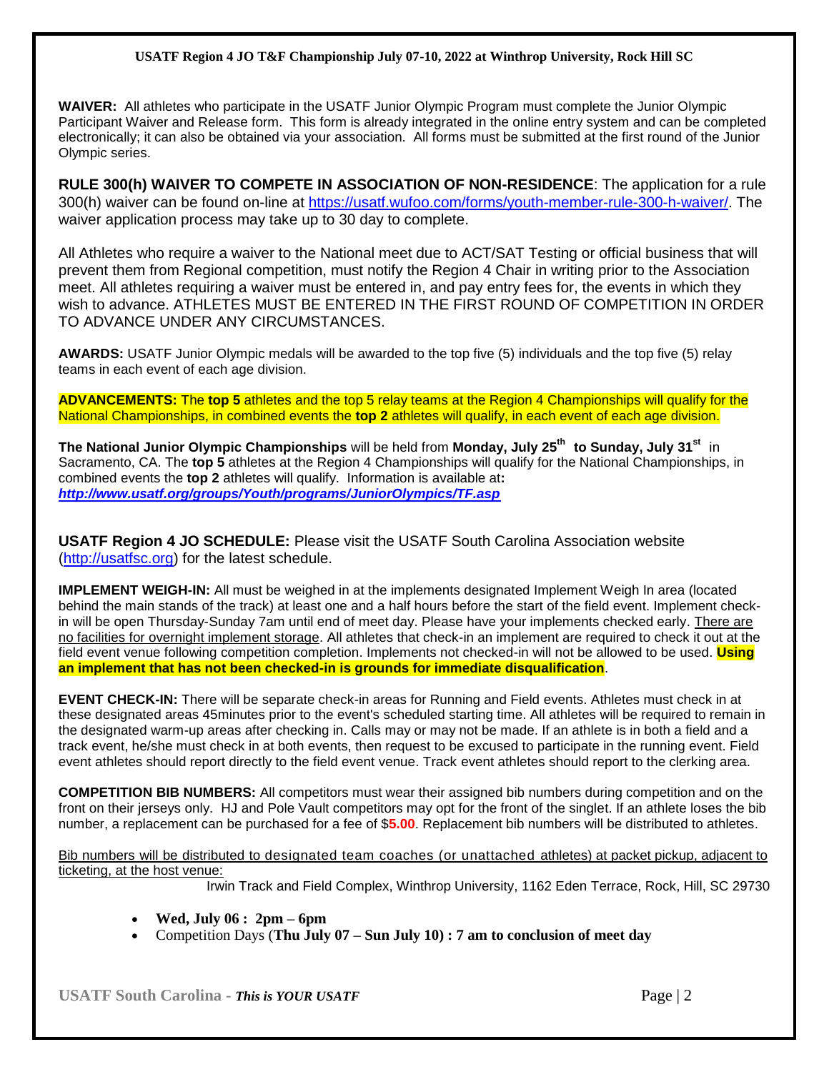**WAIVER:** All athletes who participate in the USATF Junior Olympic Program must complete the Junior Olympic Participant Waiver and Release form. This form is already integrated in the online entry system and can be completed electronically; it can also be obtained via your association. All forms must be submitted at the first round of the Junior Olympic series.

**RULE 300(h) WAIVER TO COMPETE IN ASSOCIATION OF NON-RESIDENCE**: The application for a rule 300(h) waiver can be found on-line at https://usatf.wufoo.com/forms/youth-member-rule-300-h-waiver/. The waiver application process may take up to 30 day to complete.

All Athletes who require a waiver to the National meet due to ACT/SAT Testing or official business that will prevent them from Regional competition, must notify the Region 4 Chair in writing prior to the Association meet. All athletes requiring a waiver must be entered in, and pay entry fees for, the events in which they wish to advance. ATHLETES MUST BE ENTERED IN THE FIRST ROUND OF COMPETITION IN ORDER TO ADVANCE UNDER ANY CIRCUMSTANCES.

**AWARDS:** USATF Junior Olympic medals will be awarded to the top five (5) individuals and the top five (5) relay teams in each event of each age division.

**ADVANCEMENTS:** The **top 5** athletes and the top 5 relay teams at the Region 4 Championships will qualify for the National Championships, in combined events the **top 2** athletes will qualify, in each event of each age division.

**The National Junior Olympic Championships** will be held from **Monday, July 25th to Sunday, July 31st** in Sacramento, CA. The **top 5** athletes at the Region 4 Championships will qualify for the National Championships, in combined events the **top 2** athletes will qualify. Information is available at**:** ***http://www.usatf.org/groups/Youth/programs/JuniorOlympics/TF.asp***

**USATF Region 4 JO SCHEDULE:** Please visit the USATF South Carolina Association website (http://usatfsc.org) for the latest schedule.

**IMPLEMENT WEIGH-IN:** All must be weighed in at the implements designated Implement Weigh In area (located behind the main stands of the track) at least one and a half hours before the start of the field event. Implement check-in will be open Thursday-Sunday 7am until end of meet day. Please have your implements checked early. There are no facilities for overnight implement storage. All athletes that check-in an implement are required to check it out at the field event venue following competition completion. Implements not checked-in will not be allowed to be used. **Using an implement that has not been checked-in is grounds for immediate disqualification**.

**EVENT CHECK-IN:** There will be separate check-in areas for Running and Field events. Athletes must check in at these designated areas 45minutes prior to the event's scheduled starting time. All athletes will be required to remain in the designated warm-up areas after checking in. Calls may or may not be made. If an athlete is in both a field and a track event, he/she must check in at both events, then request to be excused to participate in the running event. Field event athletes should report directly to the field event venue. Track event athletes should report to the clerking area.

**COMPETITION BIB NUMBERS:** All competitors must wear their assigned bib numbers during competition and on the front on their jerseys only. HJ and Pole Vault competitors may opt for the front of the singlet. If an athlete loses the bib number, a replacement can be purchased for a fee of $**5.00**. Replacement bib numbers will be distributed to athletes.

Bib numbers will be distributed to designated team coaches (or unattached athletes) at packet pickup, adjacent to ticketing, at the host venue:

Irwin Track and Field Complex, Winthrop University, 1162 Eden Terrace, Rock, Hill, SC 29730

- **Wed, July 06 : 2pm – 6pm**
- Competition Days (**Thu July 07 – Sun July 10) : 7 am to conclusion of meet day**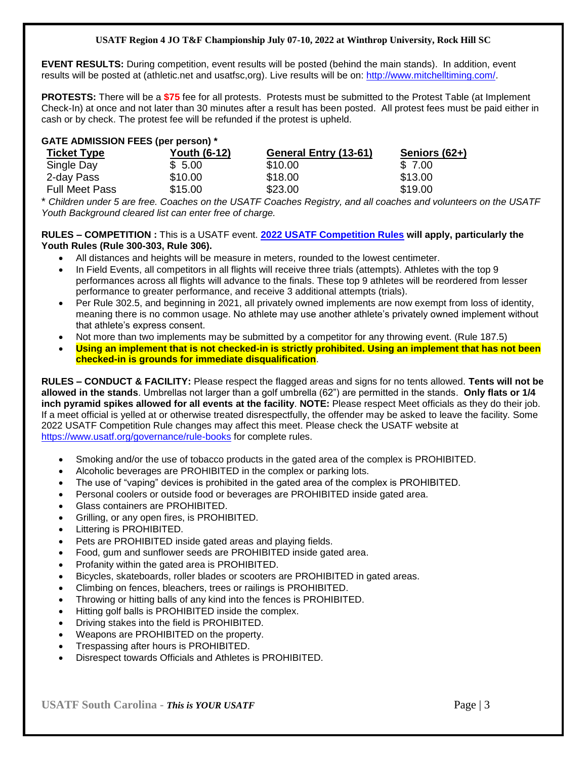**EVENT RESULTS:** During competition, event results will be posted (behind the main stands). In addition, event results will be posted at (athletic.net and usatfsc,org). Live results will be on: http://www.mitchelltiming.com/.

**PROTESTS:** There will be a **$75** fee for all protests. Protests must be submitted to the Protest Table (at Implement Check-In) at once and not later than 30 minutes after a result has been posted. All protest fees must be paid either in cash or by check. The protest fee will be refunded if the protest is upheld.

**GATE ADMISSION FEES (per person) ***

| Ticket Type | Youth (6-12) | General Entry (13-61) | Seniors (62+) |
|---|---|---|---|
| Single Day | $ 5.00 | $10.00 | $ 7.00 |
| 2-day Pass | $10.00 | $18.00 | $13.00 |
| Full Meet Pass | $15.00 | $23.00 | $19.00 |

* *Children under 5 are free. Coaches on the USATF Coaches Registry, and all coaches and volunteers on the USATF Youth Background cleared list can enter free of charge.*

**RULES – COMPETITION :** This is a USATF event. **2022 USATF Competition Rules will apply, particularly the Youth Rules (Rule 300-303, Rule 306).**

- All distances and heights will be measure in meters, rounded to the lowest centimeter.
- In Field Events, all competitors in all flights will receive three trials (attempts). Athletes with the top 9 performances across all flights will advance to the finals. These top 9 athletes will be reordered from lesser performance to greater performance, and receive 3 additional attempts (trials).
- Per Rule 302.5, and beginning in 2021, all privately owned implements are now exempt from loss of identity, meaning there is no common usage. No athlete may use another athlete's privately owned implement without that athlete's express consent.
- Not more than two implements may be submitted by a competitor for any throwing event. (Rule 187.5)
- **Using an implement that is not checked-in is strictly prohibited. Using an implement that has not been checked-in is grounds for immediate disqualification**.

**RULES – CONDUCT & FACILITY:** Please respect the flagged areas and signs for no tents allowed. **Tents will not be allowed in the stands**. Umbrellas not larger than a golf umbrella (62") are permitted in the stands. **Only flats or 1/4 inch pyramid spikes allowed for all events at the facility**. **NOTE:** Please respect Meet officials as they do their job. If a meet official is yelled at or otherwise treated disrespectfully, the offender may be asked to leave the facility. Some 2022 USATF Competition Rule changes may affect this meet. Please check the USATF website at https://www.usatf.org/governance/rule-books for complete rules.

- Smoking and/or the use of tobacco products in the gated area of the complex is PROHIBITED.
- Alcoholic beverages are PROHIBITED in the complex or parking lots.
- The use of "vaping" devices is prohibited in the gated area of the complex is PROHIBITED.
- Personal coolers or outside food or beverages are PROHIBITED inside gated area.
- Glass containers are PROHIBITED.
- Grilling, or any open fires, is PROHIBITED.
- Littering is PROHIBITED.
- Pets are PROHIBITED inside gated areas and playing fields.
- Food, gum and sunflower seeds are PROHIBITED inside gated area.
- Profanity within the gated area is PROHIBITED.
- Bicycles, skateboards, roller blades or scooters are PROHIBITED in gated areas.
- Climbing on fences, bleachers, trees or railings is PROHIBITED.
- Throwing or hitting balls of any kind into the fences is PROHIBITED.
- Hitting golf balls is PROHIBITED inside the complex.
- Driving stakes into the field is PROHIBITED.
- Weapons are PROHIBITED on the property.
- Trespassing after hours is PROHIBITED.
- Disrespect towards Officials and Athletes is PROHIBITED.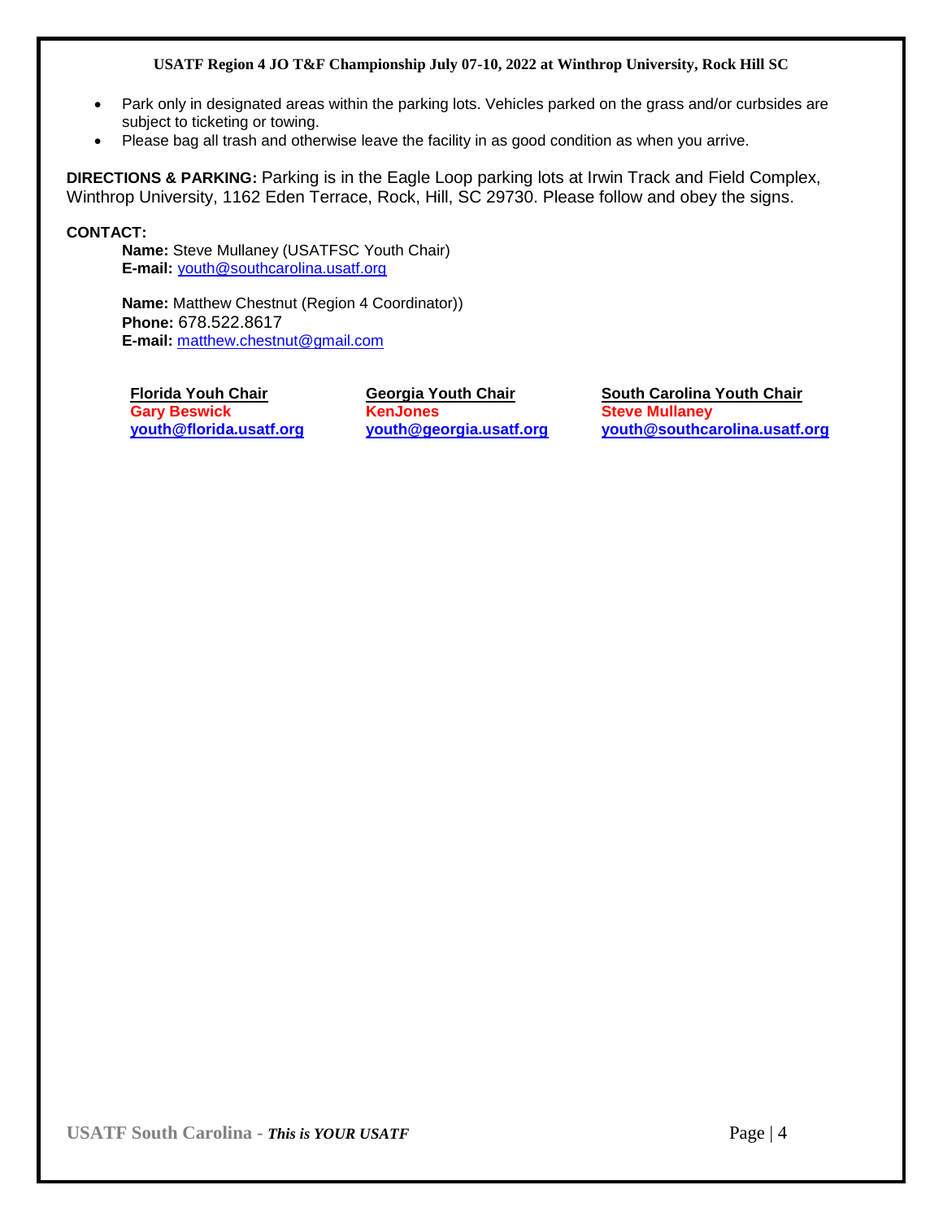- Park only in designated areas within the parking lots. Vehicles parked on the grass and/or curbsides are subject to ticketing or towing.
- Please bag all trash and otherwise leave the facility in as good condition as when you arrive.

**DIRECTIONS & PARKING:** Parking is in the Eagle Loop parking lots at Irwin Track and Field Complex, Winthrop University, 1162 Eden Terrace, Rock, Hill, SC 29730. Please follow and obey the signs.

**CONTACT:**

**Name:** Steve Mullaney (USATFSC Youth Chair)
**E-mail:** youth@southcarolina.usatf.org

**Name:** Matthew Chestnut (Region 4 Coordinator))
**Phone:** 678.522.8617
**E-mail:** matthew.chestnut@gmail.com

| Florida Youh Chair | Georgia Youth Chair | South Carolina Youth Chair |
| --- | --- | --- |
| **Gary Beswick** | **KenJones** | **Steve Mullaney** |
| **youth@florida.usatf.org** | **youth@georgia.usatf.org** | **youth@southcarolina.usatf.org** |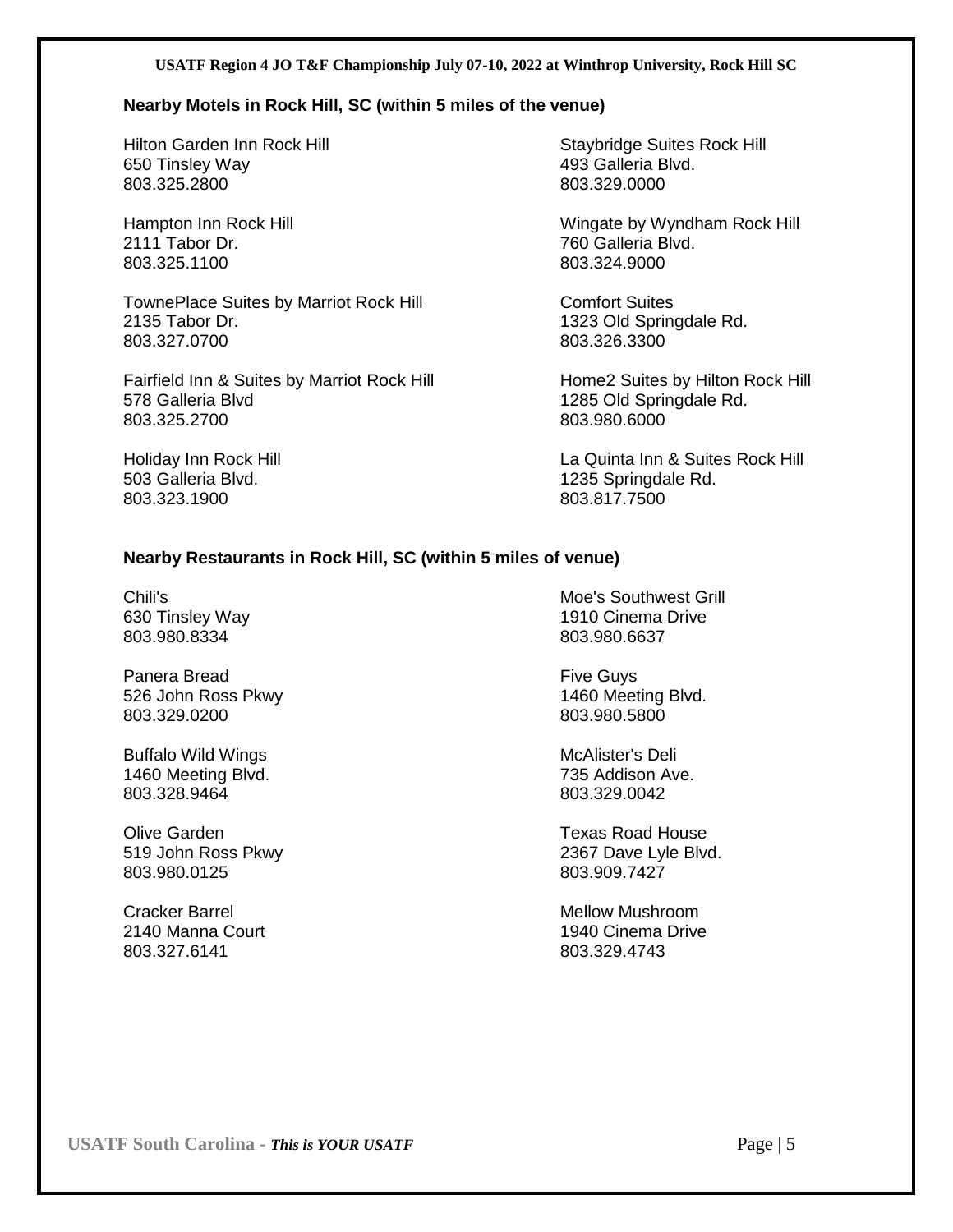## Nearby Motels in Rock Hill, SC (within 5 miles of the venue)

Hilton Garden Inn Rock Hill
650 Tinsley Way
803.325.2800

Hampton Inn Rock Hill
2111 Tabor Dr.
803.325.1100

TownePlace Suites by Marriot Rock Hill
2135 Tabor Dr.
803.327.0700

Fairfield Inn & Suites by Marriot Rock Hill
578 Galleria Blvd
803.325.2700

Holiday Inn Rock Hill
503 Galleria Blvd.
803.323.1900

Staybridge Suites Rock Hill
493 Galleria Blvd.
803.329.0000

Wingate by Wyndham Rock Hill
760 Galleria Blvd.
803.324.9000

Comfort Suites
1323 Old Springdale Rd.
803.326.3300

Home2 Suites by Hilton Rock Hill
1285 Old Springdale Rd.
803.980.6000

La Quinta Inn & Suites Rock Hill
1235 Springdale Rd.
803.817.7500

## Nearby Restaurants in Rock Hill, SC (within 5 miles of venue)

Chili's
630 Tinsley Way
803.980.8334

Panera Bread
526 John Ross Pkwy
803.329.0200

Buffalo Wild Wings
1460 Meeting Blvd.
803.328.9464

Olive Garden
519 John Ross Pkwy
803.980.0125

Cracker Barrel
2140 Manna Court
803.327.6141

Moe's Southwest Grill
1910 Cinema Drive
803.980.6637

Five Guys
1460 Meeting Blvd.
803.980.5800

McAlister's Deli
735 Addison Ave.
803.329.0042

Texas Road House
2367 Dave Lyle Blvd.
803.909.7427

Mellow Mushroom
1940 Cinema Drive
803.329.4743